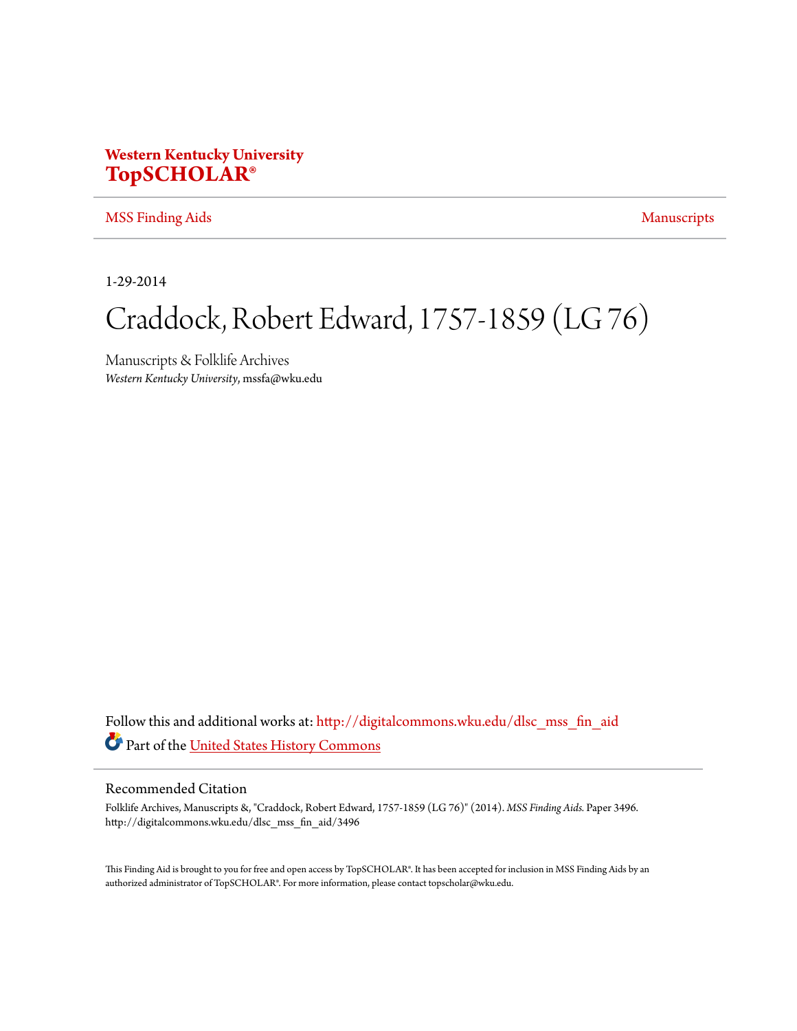Western Kentucky University
**TopSCHOLAR®**

MSS Finding Aids | Manuscripts

1-29-2014

# Craddock, Robert Edward, 1757-1859 (LG 76)

Manuscripts & Folklife Archives
*Western Kentucky University*, mssfa@wku.edu

Follow this and additional works at: http://digitalcommons.wku.edu/dlsc_mss_fin_aid

Part of the United States History Commons

## Recommended Citation

Folklife Archives, Manuscripts &, "Craddock, Robert Edward, 1757-1859 (LG 76)" (2014). *MSS Finding Aids.* Paper 3496.
http://digitalcommons.wku.edu/dlsc_mss_fin_aid/3496

This Finding Aid is brought to you for free and open access by TopSCHOLAR®. It has been accepted for inclusion in MSS Finding Aids by an authorized administrator of TopSCHOLAR®. For more information, please contact topscholar@wku.edu.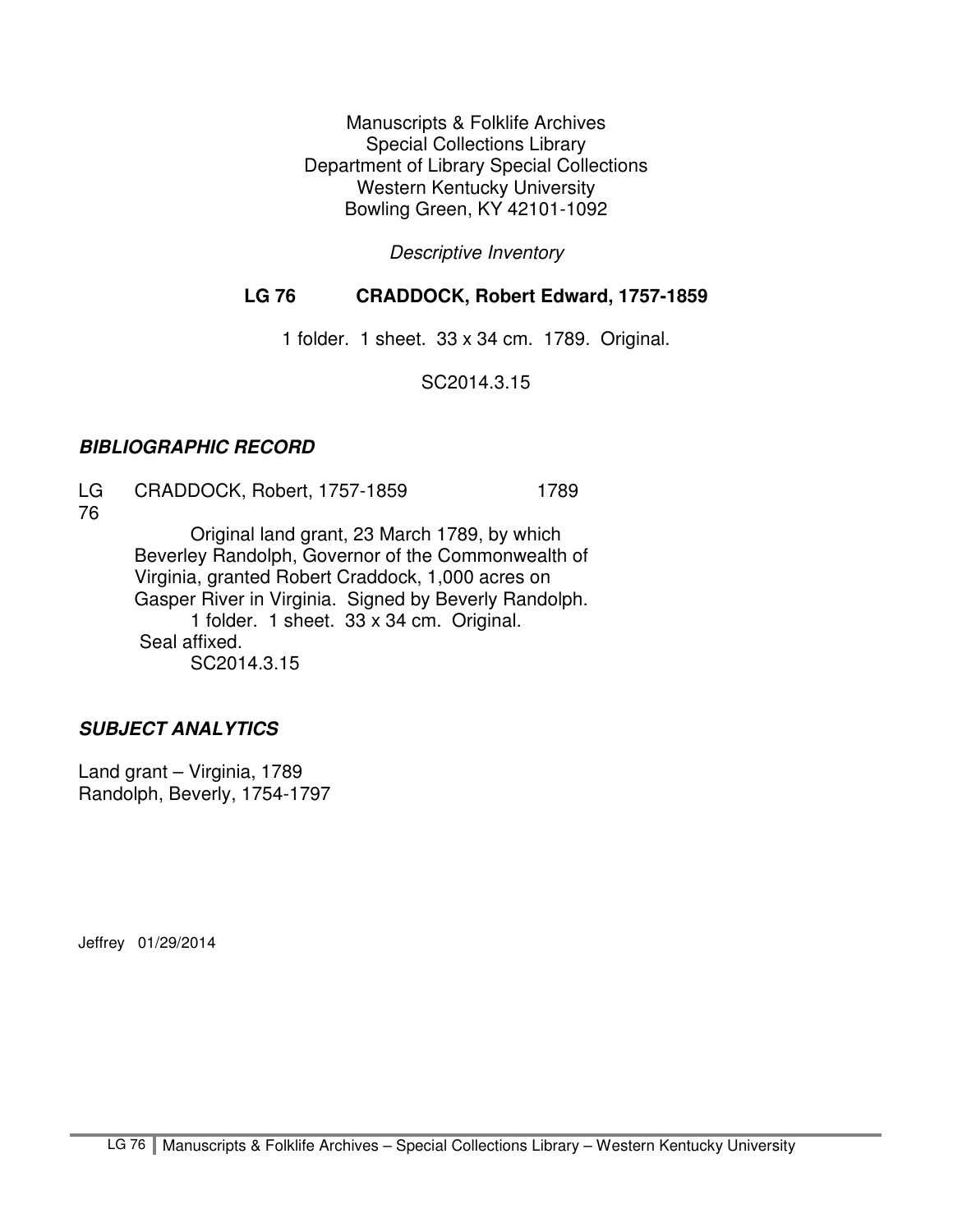Manuscripts & Folklife Archives
Special Collections Library
Department of Library Special Collections
Western Kentucky University
Bowling Green, KY 42101-1092

*Descriptive Inventory*

**LG 76 CRADDOCK, Robert Edward, 1757-1859**

1 folder. 1 sheet. 33 x 34 cm. 1789. Original.

SC2014.3.15

## *BIBLIOGRAPHIC RECORD*

LG 76 CRADDOCK, Robert, 1757-1859 1789

Original land grant, 23 March 1789, by which Beverley Randolph, Governor of the Commonwealth of Virginia, granted Robert Craddock, 1,000 acres on Gasper River in Virginia. Signed by Beverly Randolph.

1 folder. 1 sheet. 33 x 34 cm. Original.
Seal affixed.
SC2014.3.15

## *SUBJECT ANALYTICS*

Land grant – Virginia, 1789
Randolph, Beverly, 1754-1797

Jeffrey 01/29/2014